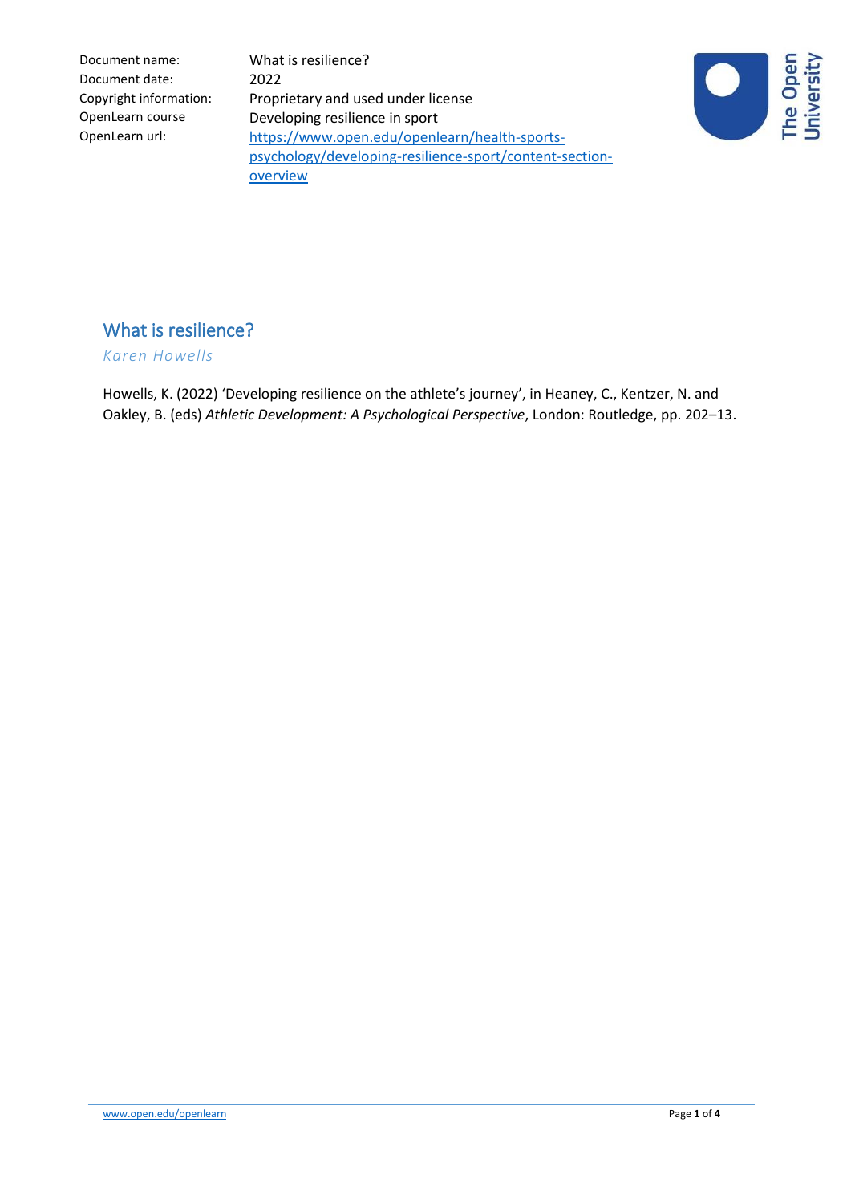| | |
|---|---|
| Document name: | What is resilience? |
| Document date: | 2022 |
| Copyright information: | Proprietary and used under license |
| OpenLearn course | Developing resilience in sport |
| OpenLearn url: | [https://www.open.edu/openlearn/health-sports-psychology/developing-resilience-sport/content-section-overview](https://www.open.edu/openlearn/health-sports-psychology/developing-resilience-sport/content-section-overview) |

# What is resilience?

*Karen Howells*

Howells, K. (2022) 'Developing resilience on the athlete's journey', in Heaney, C., Kentzer, N. and Oakley, B. (eds) *Athletic Development: A Psychological Perspective*, London: Routledge, pp. 202–13.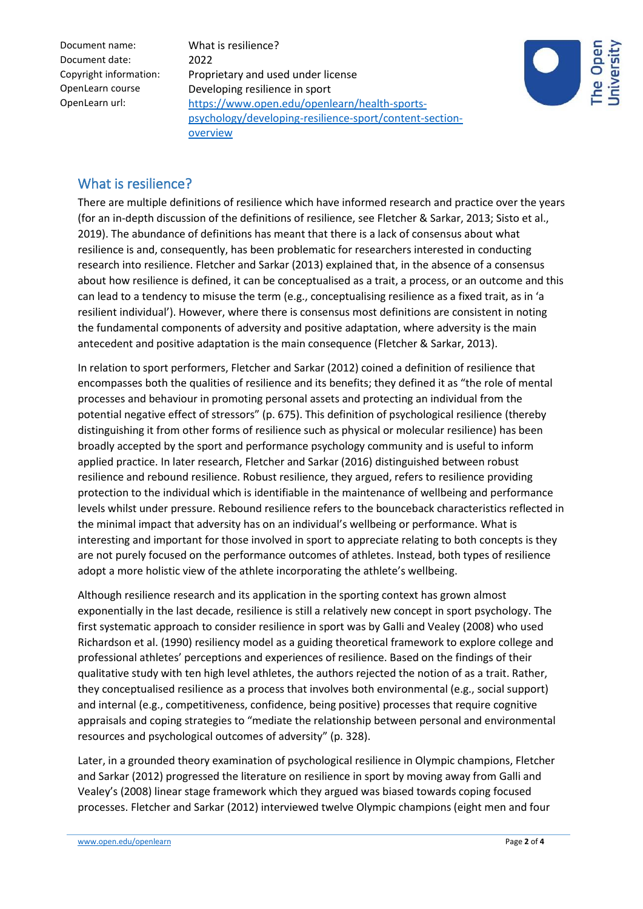| | |
|---|---|
| Document name: | What is resilience? |
| Document date: | 2022 |
| Copyright information: | Proprietary and used under license |
| OpenLearn course | Developing resilience in sport |
| OpenLearn url: | https://www.open.edu/openlearn/health-sports-psychology/developing-resilience-sport/content-section-overview |

## What is resilience?

There are multiple definitions of resilience which have informed research and practice over the years (for an in-depth discussion of the definitions of resilience, see Fletcher & Sarkar, 2013; Sisto et al., 2019). The abundance of definitions has meant that there is a lack of consensus about what resilience is and, consequently, has been problematic for researchers interested in conducting research into resilience. Fletcher and Sarkar (2013) explained that, in the absence of a consensus about how resilience is defined, it can be conceptualised as a trait, a process, or an outcome and this can lead to a tendency to misuse the term (e.g., conceptualising resilience as a fixed trait, as in 'a resilient individual'). However, where there is consensus most definitions are consistent in noting the fundamental components of adversity and positive adaptation, where adversity is the main antecedent and positive adaptation is the main consequence (Fletcher & Sarkar, 2013).

In relation to sport performers, Fletcher and Sarkar (2012) coined a definition of resilience that encompasses both the qualities of resilience and its benefits; they defined it as "the role of mental processes and behaviour in promoting personal assets and protecting an individual from the potential negative effect of stressors" (p. 675). This definition of psychological resilience (thereby distinguishing it from other forms of resilience such as physical or molecular resilience) has been broadly accepted by the sport and performance psychology community and is useful to inform applied practice. In later research, Fletcher and Sarkar (2016) distinguished between robust resilience and rebound resilience. Robust resilience, they argued, refers to resilience providing protection to the individual which is identifiable in the maintenance of wellbeing and performance levels whilst under pressure. Rebound resilience refers to the bounceback characteristics reflected in the minimal impact that adversity has on an individual's wellbeing or performance. What is interesting and important for those involved in sport to appreciate relating to both concepts is they are not purely focused on the performance outcomes of athletes. Instead, both types of resilience adopt a more holistic view of the athlete incorporating the athlete's wellbeing.

Although resilience research and its application in the sporting context has grown almost exponentially in the last decade, resilience is still a relatively new concept in sport psychology. The first systematic approach to consider resilience in sport was by Galli and Vealey (2008) who used Richardson et al. (1990) resiliency model as a guiding theoretical framework to explore college and professional athletes' perceptions and experiences of resilience. Based on the findings of their qualitative study with ten high level athletes, the authors rejected the notion of as a trait. Rather, they conceptualised resilience as a process that involves both environmental (e.g., social support) and internal (e.g., competitiveness, confidence, being positive) processes that require cognitive appraisals and coping strategies to "mediate the relationship between personal and environmental resources and psychological outcomes of adversity" (p. 328).

Later, in a grounded theory examination of psychological resilience in Olympic champions, Fletcher and Sarkar (2012) progressed the literature on resilience in sport by moving away from Galli and Vealey's (2008) linear stage framework which they argued was biased towards coping focused processes. Fletcher and Sarkar (2012) interviewed twelve Olympic champions (eight men and four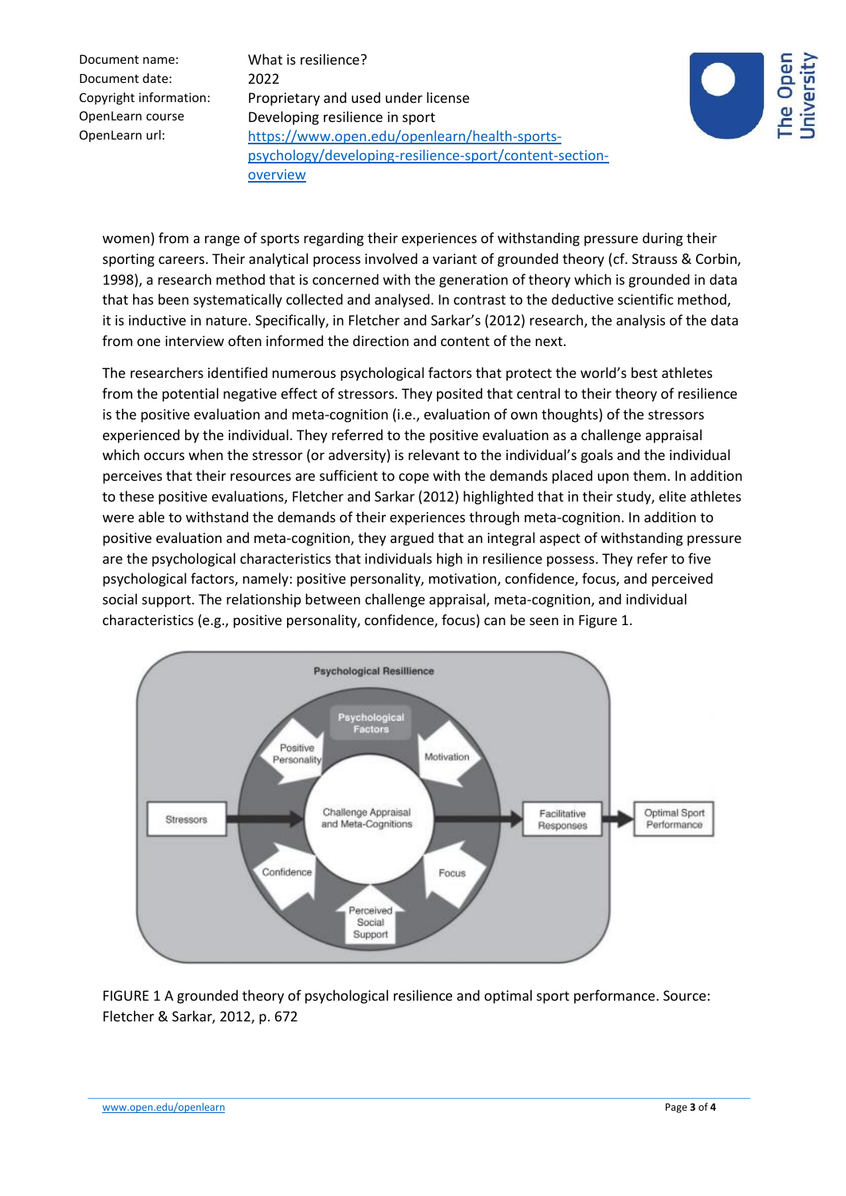women) from a range of sports regarding their experiences of withstanding pressure during their sporting careers. Their analytical process involved a variant of grounded theory (cf. Strauss & Corbin, 1998), a research method that is concerned with the generation of theory which is grounded in data that has been systematically collected and analysed. In contrast to the deductive scientific method, it is inductive in nature. Specifically, in Fletcher and Sarkar's (2012) research, the analysis of the data from one interview often informed the direction and content of the next.

The researchers identified numerous psychological factors that protect the world's best athletes from the potential negative effect of stressors. They posited that central to their theory of resilience is the positive evaluation and meta-cognition (i.e., evaluation of own thoughts) of the stressors experienced by the individual. They referred to the positive evaluation as a challenge appraisal which occurs when the stressor (or adversity) is relevant to the individual's goals and the individual perceives that their resources are sufficient to cope with the demands placed upon them. In addition to these positive evaluations, Fletcher and Sarkar (2012) highlighted that in their study, elite athletes were able to withstand the demands of their experiences through meta-cognition. In addition to positive evaluation and meta-cognition, they argued that an integral aspect of withstanding pressure are the psychological characteristics that individuals high in resilience possess. They refer to five psychological factors, namely: positive personality, motivation, confidence, focus, and perceived social support. The relationship between challenge appraisal, meta-cognition, and individual characteristics (e.g., positive personality, confidence, focus) can be seen in Figure 1.

FIGURE 1 A grounded theory of psychological resilience and optimal sport performance. Source: Fletcher & Sarkar, 2012, p. 672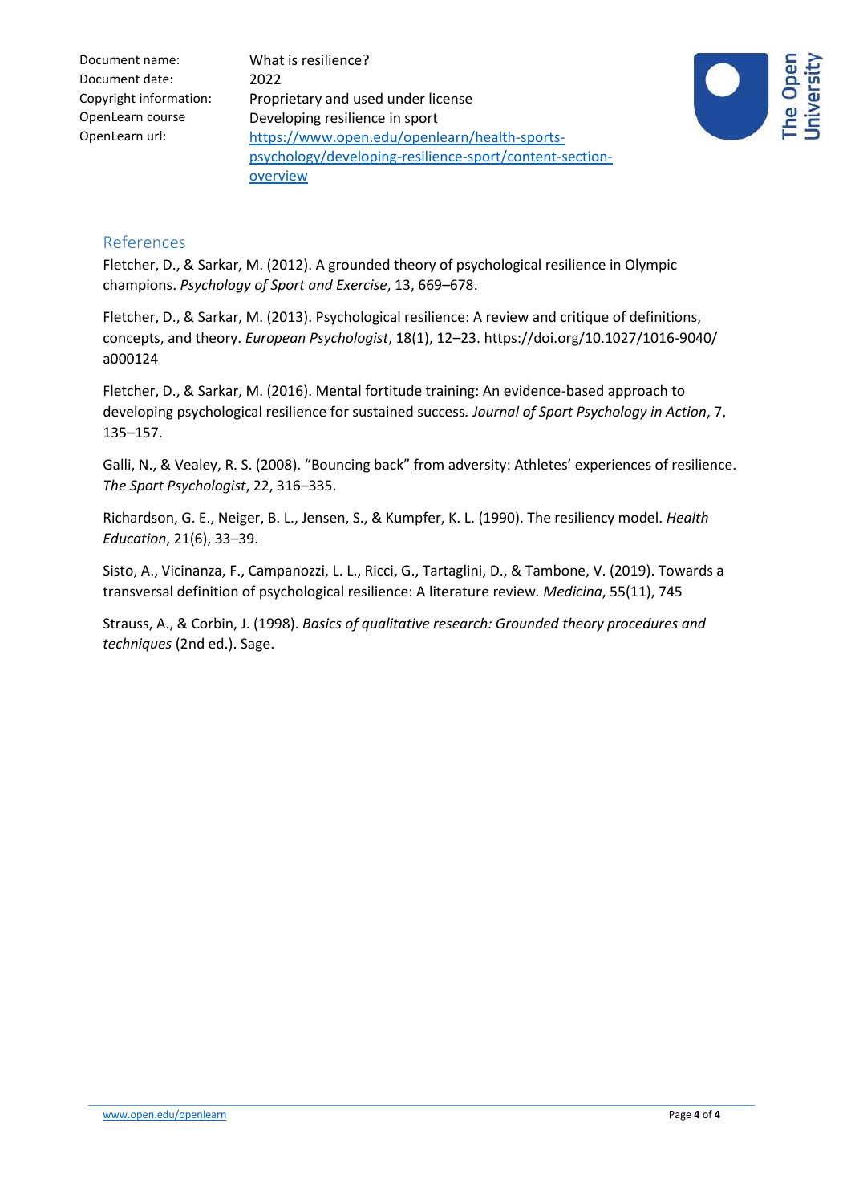Document name: What is resilience?
Document date: 2022
Copyright information: Proprietary and used under license
OpenLearn course Developing resilience in sport
OpenLearn url: https://www.open.edu/openlearn/health-sports-psychology/developing-resilience-sport/content-section-overview

## References

Fletcher, D., & Sarkar, M. (2012). A grounded theory of psychological resilience in Olympic champions. *Psychology of Sport and Exercise*, 13, 669–678.

Fletcher, D., & Sarkar, M. (2013). Psychological resilience: A review and critique of definitions, concepts, and theory. *European Psychologist*, 18(1), 12–23. https://doi.org/10.1027/1016-9040/a000124

Fletcher, D., & Sarkar, M. (2016). Mental fortitude training: An evidence-based approach to developing psychological resilience for sustained success. *Journal of Sport Psychology in Action*, 7, 135–157.

Galli, N., & Vealey, R. S. (2008). "Bouncing back" from adversity: Athletes' experiences of resilience. *The Sport Psychologist*, 22, 316–335.

Richardson, G. E., Neiger, B. L., Jensen, S., & Kumpfer, K. L. (1990). The resiliency model. *Health Education*, 21(6), 33–39.

Sisto, A., Vicinanza, F., Campanozzi, L. L., Ricci, G., Tartaglini, D., & Tambone, V. (2019). Towards a transversal definition of psychological resilience: A literature review. *Medicina*, 55(11), 745

Strauss, A., & Corbin, J. (1998). *Basics of qualitative research: Grounded theory procedures and techniques* (2nd ed.). Sage.